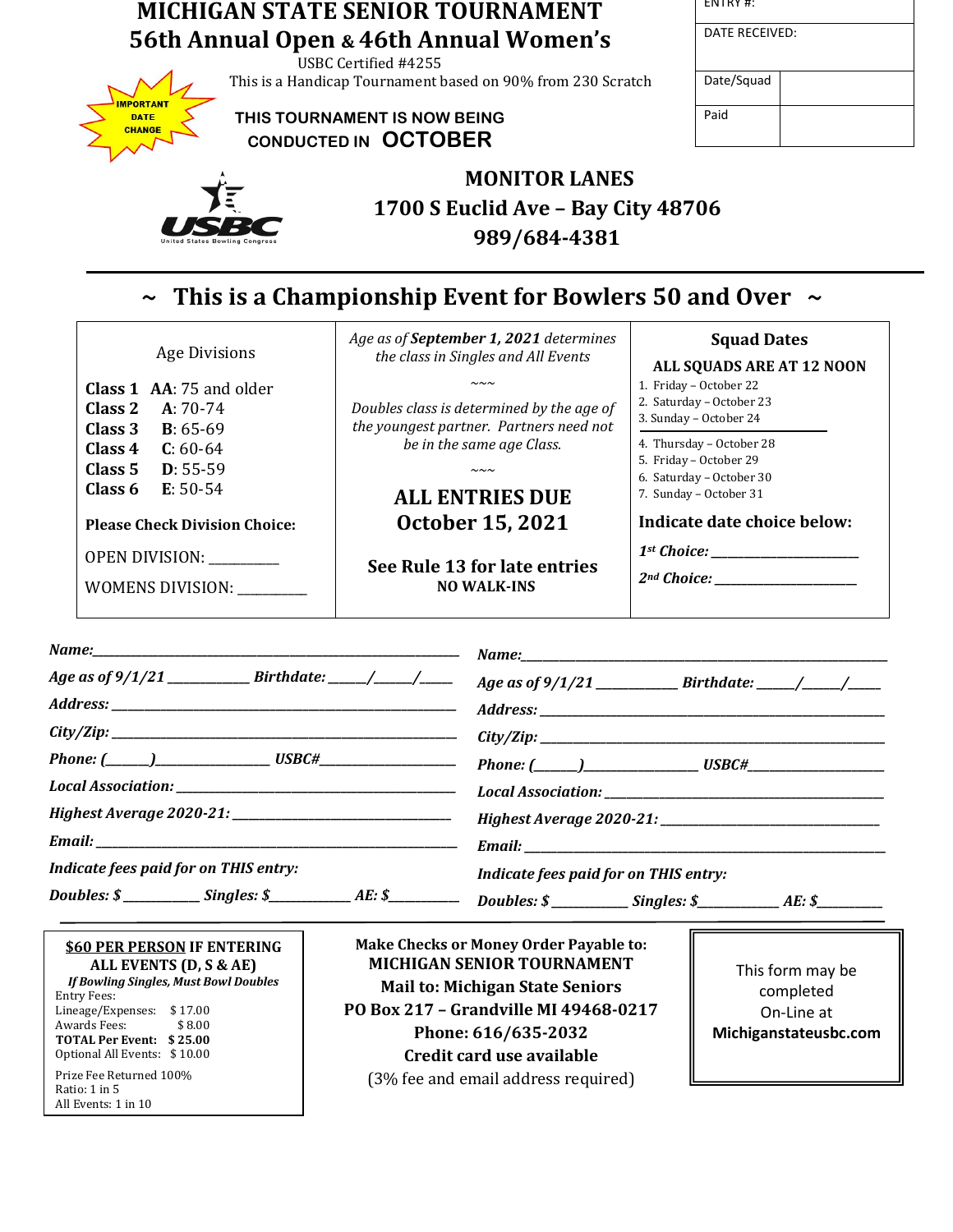# MICHIGAN STATE SENIOR TOURNAMENT

## 56th Annual Open & 46th Annual Women's

USBC Certified #4255

This is a Handicap Tournament based on 90% from 230 Scratch

IMPORTANT DATE CHANGE

**THIS TOURNAMENT IS NOW BEING CONDUCTED IN OCTOBER**

| ENTRY #: | |
|---|---|
| DATE RECEIVED: | |
| Date/Squad | |
| Paid | |

USBC United States Bowling Congress

**MONITOR LANES**
**1700 S Euclid Ave – Bay City 48706**
**989/684-4381**

## ~ This is a Championship Event for Bowlers 50 and Over ~

Age Divisions

**Class 1** **AA**: 75 and older
**Class 2** **A**: 70-74
**Class 3** **B**: 65-69
**Class 4** **C**: 60-64
**Class 5** **D**: 55-59
**Class 6** **E**: 50-54

**Please Check Division Choice:**

OPEN DIVISION: __________

WOMENS DIVISION: __________

*Age as of **September 1, 2021** determines the class in Singles and All Events*

~~~

*Doubles class is determined by the age of the youngest partner. Partners need not be in the same age Class.*

~~~

**ALL ENTRIES DUE October 15, 2021**

**See Rule 13 for late entries**
**NO WALK-INS**

**Squad Dates**

**ALL SQUADS ARE AT 12 NOON**

1. Friday – October 22
2. Saturday – October 23
3. Sunday – October 24

---

4. Thursday – October 28
5. Friday – October 29
6. Saturday – October 30
7. Sunday – October 31

**Indicate date choice below:**

***1st Choice:*** ____________________

***2nd Choice:*** ____________________

***Name:***______________________________________________

***Age as of 9/1/21*** __________ ***Birthdate:*** _____/_____/_____

***Address:*** ___________________________________________

***City/Zip:*** __________________________________________

***Phone:*** (_____)______________ ***USBC#***_______________

***Local Association:*** ___________________________________

***Highest Average 2020-21:*** ____________________________

***Email:*** _____________________________________________

***Indicate fees paid for on THIS entry:***

***Doubles: $*** _________ ***Singles: $***__________ ***AE: $***_________

***Name:***______________________________________________

***Age as of 9/1/21*** __________ ***Birthdate:*** _____/_____/_____

***Address:*** ___________________________________________

***City/Zip:*** __________________________________________

***Phone:*** (_____)______________ ***USBC#***_______________

***Local Association:*** ___________________________________

***Highest Average 2020-21:*** ____________________________

***Email:*** _____________________________________________

***Indicate fees paid for on THIS entry:***

***Doubles: $*** _________ ***Singles: $***__________ ***AE: $***_________

---

**$60 PER PERSON IF ENTERING ALL EVENTS (D, S & AE)**

***If Bowling Singles, Must Bowl Doubles***

Entry Fees:

| | |
|---|---|
| Lineage/Expenses: | $ 17.00 |
| Awards Fees: | $ 8.00 |
| **TOTAL Per Event:** | **$ 25.00** |
| Optional All Events: | $ 10.00 |

Prize Fee Returned 100%
Ratio: 1 in 5
All Events: 1 in 10

**Make Checks or Money Order Payable to:**
**MICHIGAN SENIOR TOURNAMENT**
**Mail to: Michigan State Seniors**
**PO Box 217 – Grandville MI 49468-0217**
**Phone: 616/635-2032**
**Credit card use available**
(3% fee and email address required)

This form may be completed On-Line at **Michiganstateusbc.com**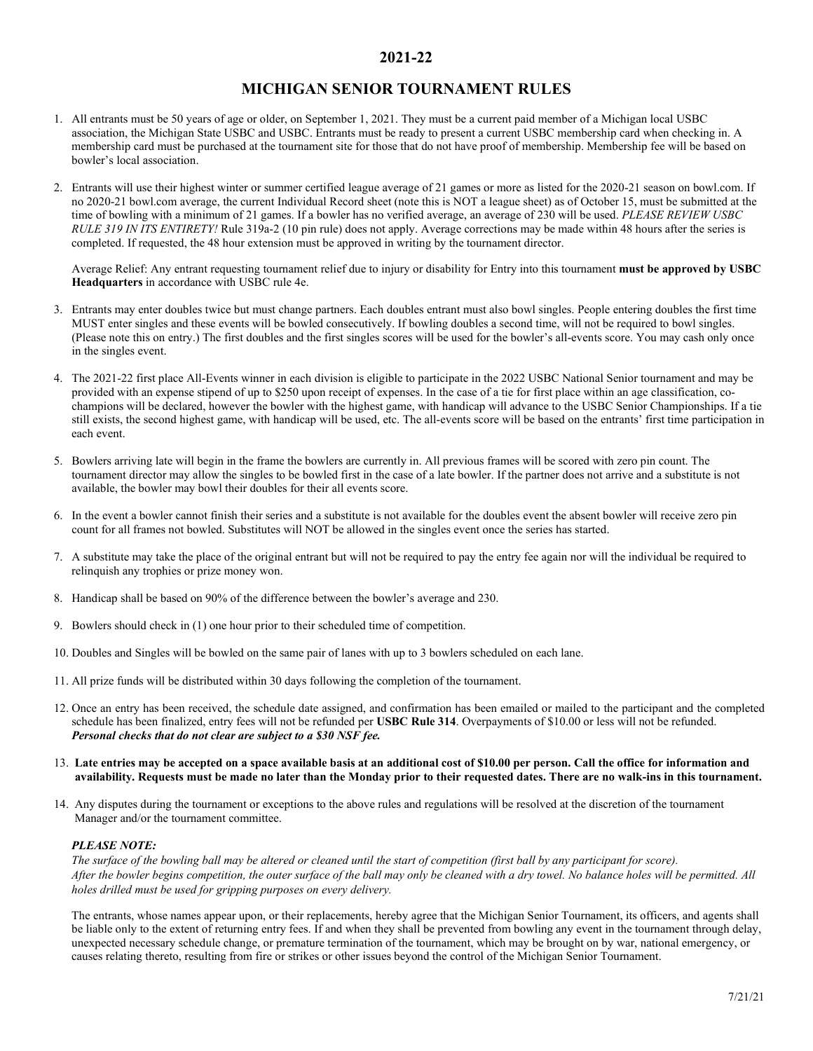## 2021-22

## MICHIGAN SENIOR TOURNAMENT RULES

1. All entrants must be 50 years of age or older, on September 1, 2021. They must be a current paid member of a Michigan local USBC association, the Michigan State USBC and USBC. Entrants must be ready to present a current USBC membership card when checking in. A membership card must be purchased at the tournament site for those that do not have proof of membership. Membership fee will be based on bowler's local association.

2. Entrants will use their highest winter or summer certified league average of 21 games or more as listed for the 2020-21 season on bowl.com. If no 2020-21 bowl.com average, the current Individual Record sheet (note this is NOT a league sheet) as of October 15, must be submitted at the time of bowling with a minimum of 21 games. If a bowler has no verified average, an average of 230 will be used. *PLEASE REVIEW USBC RULE 319 IN ITS ENTIRETY!* Rule 319a-2 (10 pin rule) does not apply. Average corrections may be made within 48 hours after the series is completed. If requested, the 48 hour extension must be approved in writing by the tournament director.

   Average Relief: Any entrant requesting tournament relief due to injury or disability for Entry into this tournament **must be approved by USBC Headquarters** in accordance with USBC rule 4e.

3. Entrants may enter doubles twice but must change partners. Each doubles entrant must also bowl singles. People entering doubles the first time MUST enter singles and these events will be bowled consecutively. If bowling doubles a second time, will not be required to bowl singles. (Please note this on entry.) The first doubles and the first singles scores will be used for the bowler's all-events score. You may cash only once in the singles event.

4. The 2021-22 first place All-Events winner in each division is eligible to participate in the 2022 USBC National Senior tournament and may be provided with an expense stipend of up to $250 upon receipt of expenses. In the case of a tie for first place within an age classification, co-champions will be declared, however the bowler with the highest game, with handicap will advance to the USBC Senior Championships. If a tie still exists, the second highest game, with handicap will be used, etc. The all-events score will be based on the entrants' first time participation in each event.

5. Bowlers arriving late will begin in the frame the bowlers are currently in. All previous frames will be scored with zero pin count. The tournament director may allow the singles to be bowled first in the case of a late bowler. If the partner does not arrive and a substitute is not available, the bowler may bowl their doubles for their all events score.

6. In the event a bowler cannot finish their series and a substitute is not available for the doubles event the absent bowler will receive zero pin count for all frames not bowled. Substitutes will NOT be allowed in the singles event once the series has started.

7. A substitute may take the place of the original entrant but will not be required to pay the entry fee again nor will the individual be required to relinquish any trophies or prize money won.

8. Handicap shall be based on 90% of the difference between the bowler's average and 230.

9. Bowlers should check in (1) one hour prior to their scheduled time of competition.

10. Doubles and Singles will be bowled on the same pair of lanes with up to 3 bowlers scheduled on each lane.

11. All prize funds will be distributed within 30 days following the completion of the tournament.

12. Once an entry has been received, the schedule date assigned, and confirmation has been emailed or mailed to the participant and the completed schedule has been finalized, entry fees will not be refunded per **USBC Rule 314**. Overpayments of $10.00 or less will not be refunded. ***Personal checks that do not clear are subject to a $30 NSF fee.***

13. **Late entries may be accepted on a space available basis at an additional cost of $10.00 per person. Call the office for information and availability. Requests must be made no later than the Monday prior to their requested dates. There are no walk-ins in this tournament.**

14. Any disputes during the tournament or exceptions to the above rules and regulations will be resolved at the discretion of the tournament Manager and/or the tournament committee.

***PLEASE NOTE:***

*The surface of the bowling ball may be altered or cleaned until the start of competition (first ball by any participant for score). After the bowler begins competition, the outer surface of the ball may only be cleaned with a dry towel. No balance holes will be permitted. All holes drilled must be used for gripping purposes on every delivery.*

The entrants, whose names appear upon, or their replacements, hereby agree that the Michigan Senior Tournament, its officers, and agents shall be liable only to the extent of returning entry fees. If and when they shall be prevented from bowling any event in the tournament through delay, unexpected necessary schedule change, or premature termination of the tournament, which may be brought on by war, national emergency, or causes relating thereto, resulting from fire or strikes or other issues beyond the control of the Michigan Senior Tournament.

7/21/21